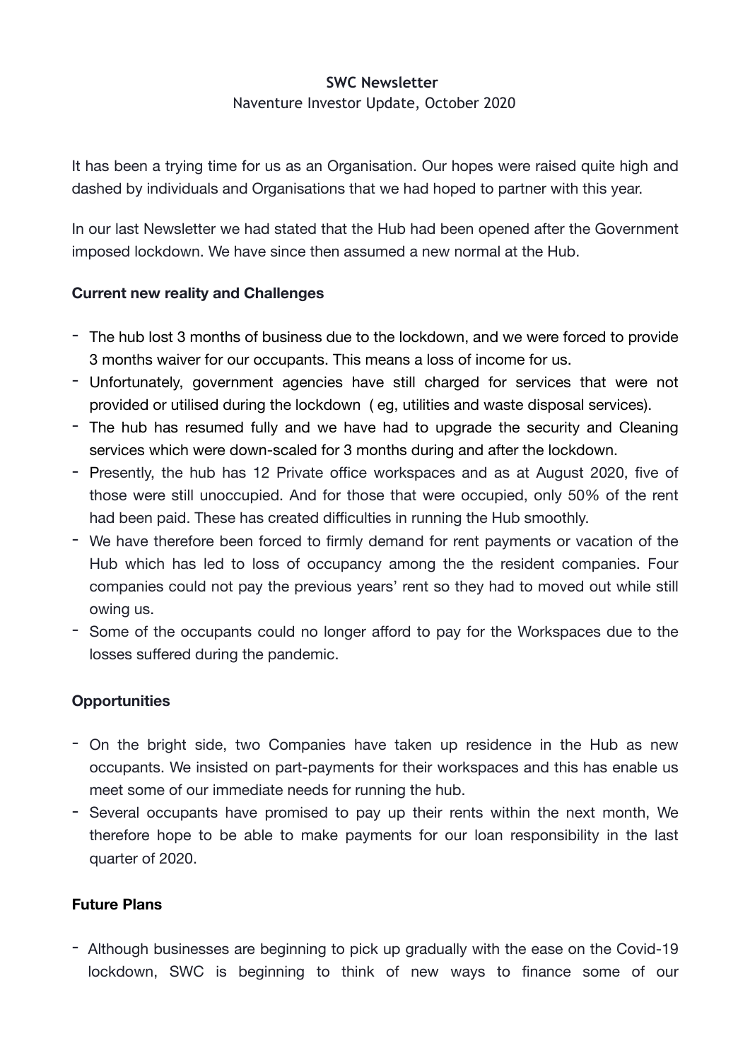**SWC Newsletter**

Naventure Investor Update, October 2020

It has been a trying time for us as an Organisation. Our hopes were raised quite high and dashed by individuals and Organisations that we had hoped to partner with this year.

In our last Newsletter we had stated that the Hub had been opened after the Government imposed lockdown. We have since then assumed a new normal at the Hub.

**Current new reality and Challenges**

- The hub lost 3 months of business due to the lockdown, and we were forced to provide 3 months waiver for our occupants. This means a loss of income for us.
- Unfortunately, government agencies have still charged for services that were not provided or utilised during the lockdown ( eg, utilities and waste disposal services).
- The hub has resumed fully and we have had to upgrade the security and Cleaning services which were down-scaled for 3 months during and after the lockdown.
- Presently, the hub has 12 Private office workspaces and as at August 2020, five of those were still unoccupied. And for those that were occupied, only 50% of the rent had been paid. These has created difficulties in running the Hub smoothly.
- We have therefore been forced to firmly demand for rent payments or vacation of the Hub which has led to loss of occupancy among the the resident companies. Four companies could not pay the previous years' rent so they had to moved out while still owing us.
- Some of the occupants could no longer afford to pay for the Workspaces due to the losses suffered during the pandemic.

**Opportunities**

- On the bright side, two Companies have taken up residence in the Hub as new occupants. We insisted on part-payments for their workspaces and this has enable us meet some of our immediate needs for running the hub.
- Several occupants have promised to pay up their rents within the next month, We therefore hope to be able to make payments for our loan responsibility in the last quarter of 2020.

**Future Plans**

- Although businesses are beginning to pick up gradually with the ease on the Covid-19 lockdown, SWC is beginning to think of new ways to finance some of our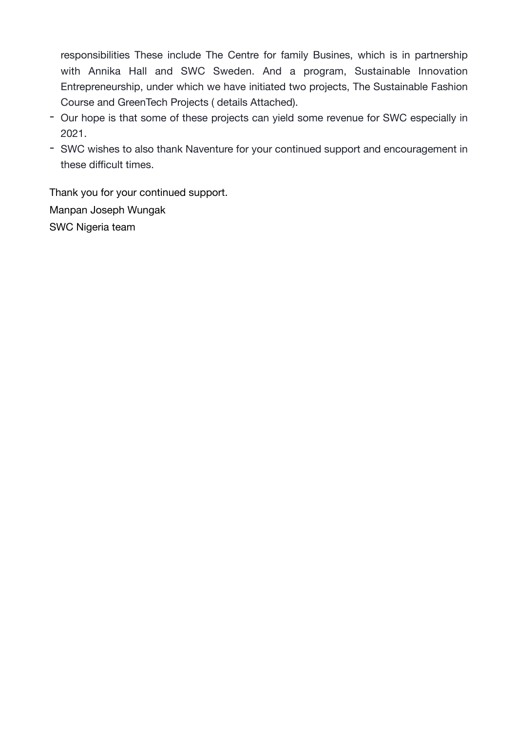responsibilities These include The Centre for family Busines, which is in partnership with Annika Hall and SWC Sweden. And a program, Sustainable Innovation Entrepreneurship, under which we have initiated two projects, The Sustainable Fashion Course and GreenTech Projects ( details Attached).

- Our hope is that some of these projects can yield some revenue for SWC especially in 2021.
- SWC wishes to also thank Naventure for your continued support and encouragement in these difficult times.

Thank you for your continued support.

Manpan Joseph Wungak

SWC Nigeria team